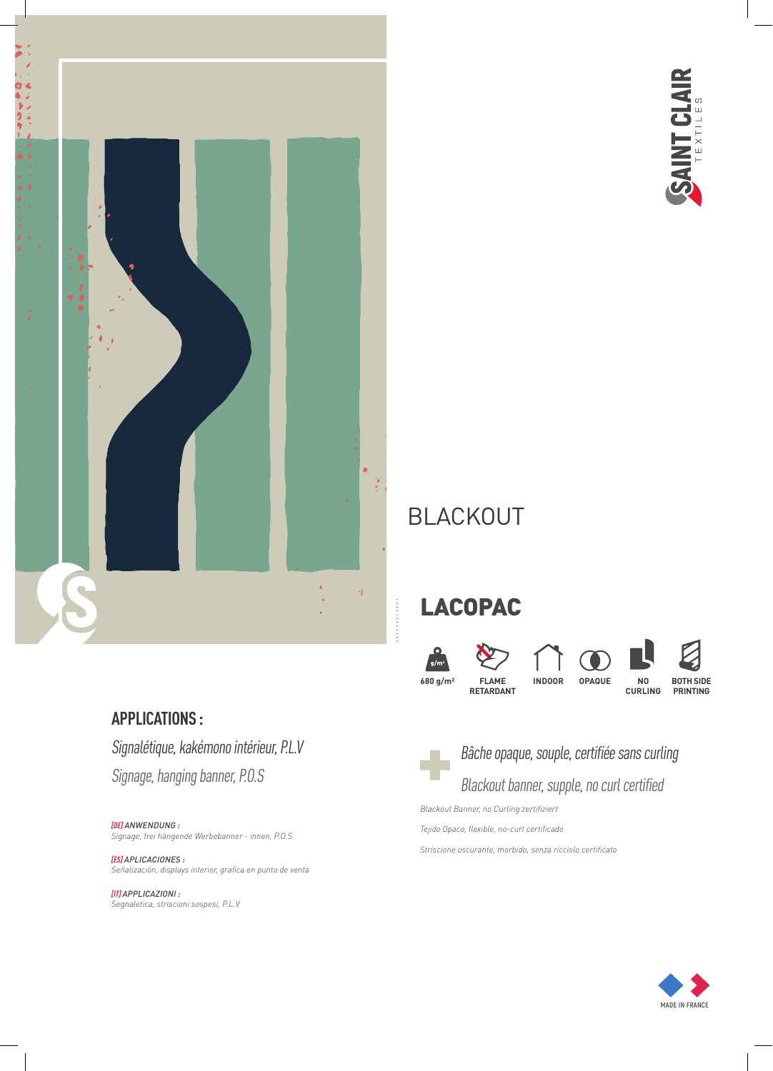SAINT CLAIR TEXTILES

BLACKOUT

# LACOPAC

680 g/m² | FLAME RETARDANT | INDOOR | OPAQUE | NO CURLING | BOTH SIDE PRINTING

## APPLICATIONS :

*Signalétique, kakémono intérieur, P.L.V*

*Signage, hanging banner, P.O.S*

*[DE] ANWENDUNG :*
*Signage, frei hängende Werbebanner - innen, P.O.S*

*[ES] APLICACIONES :*
*Señalización, displays interior, grafica en punto de venta*

*[IT] APPLICAZIONI :*
*Segnaletica, striscioni sospesi, P.L.V*

*Bâche opaque, souple, certifiée sans curling*

*Blackout banner, supple, no curl certified*

*Blackout Banner, no Curling zertifiziert*

*Tejido Opaco, flexible, no-curl certificado*

*Striscione oscurante, morbido, senza ricciolo certificato*

MADE IN FRANCE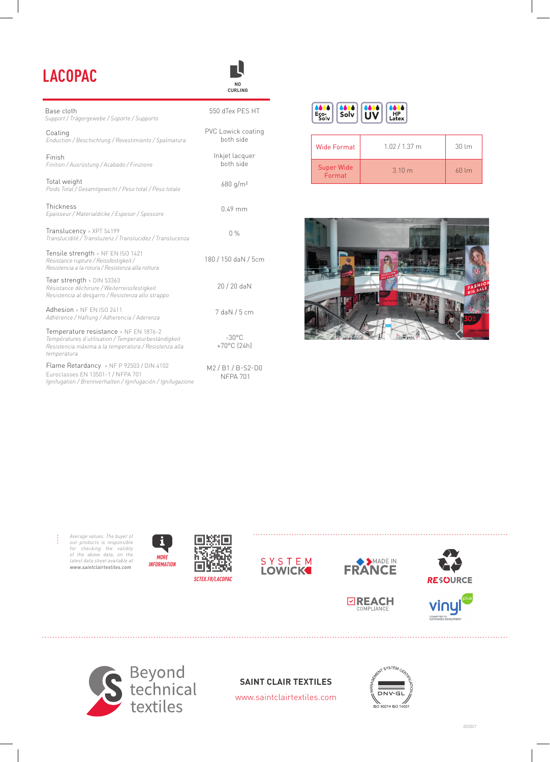# LACOPAC

NO CURLING

| | |
|---|---|
| Base cloth<br>*Support / Trägergewebe / Soporte / Supporto* | 550 dTex PES HT |
| Coating<br>*Enduction / Beschichtung / Revestimiento / Spalmatura* | PVC Lowick coating both side |
| Finish<br>*Finition / Ausrüstung / Acabado / Finizione* | Inkjet lacquer both side |
| Total weight<br>*Poids Total / Gesamtgewicht / Peso total / Peso totale* | 680 g/m² |
| Thickness<br>*Epaisseur / Materialdicke / Espesor / Spessore* | 0.49 mm |
| Translucency > XPT 54199<br>*Translucidité / Transluzenz / Translucidez / Translucenza* | 0 % |
| Tensile strength > NF EN ISO 1421<br>*Résistance rupture / Reissfestigkeit / Resistencia a la rotura / Resistenza alla rottura* | 180 / 150 daN / 5cm |
| Tear strength > DIN 53363<br>*Résistance déchirure / Weiterreissfestigkeit Resistencia al desgarro / Resistenza allo strappo* | 20 / 20 daN |
| Adhesion > NF EN ISO 2411<br>*Adhérence / Haftung / Adherencia / Aderenza* | 7 daN / 5 cm |
| Temperature resistance > NF EN 1876-2<br>*Températures d'utilisation / Temperaturbeständigkeit Resistencia máxima a la temperatura / Resistenza alla temperatura* | -30°C<br>+70°C (24h) |
| Flame Retardancy > NF P 92503 / DIN 4102<br>Euroclasses EN 13501-1 / NFPA 701<br>*Ignifugation / Brennverhalten / Ignifugación / Ignifugazione* | M2 / B1 / B-S2-D0<br>NFPA 701 |

Eco-Solv · Solv · UV · HP Latex

| | | |
|---|---|---|
| Wide Format | 1.02 / 1.37 m | 30 lm |
| Super Wide Format | 3.10 m | 60 lm |

*Average values. The buyer of our products is responsible for checking the validity of the above data, on the latest data sheet available at www.saintclairtextiles.com*

MORE INFORMATION

SCTEX.FR/LACOPAC

SYSTEM LOWICK

MADE IN FRANCE

RESOURCE

REACH COMPLIANCE

vinyl plus — COMMITTED TO SUSTAINABLE DEVELOPMENT

Beyond technical textiles

**SAINT CLAIR TEXTILES**

www.saintclairtextiles.com

MANAGEMENT SYSTEM CERTIFICATION DNV·GL ISO 9001= ISO 14001

03/2021